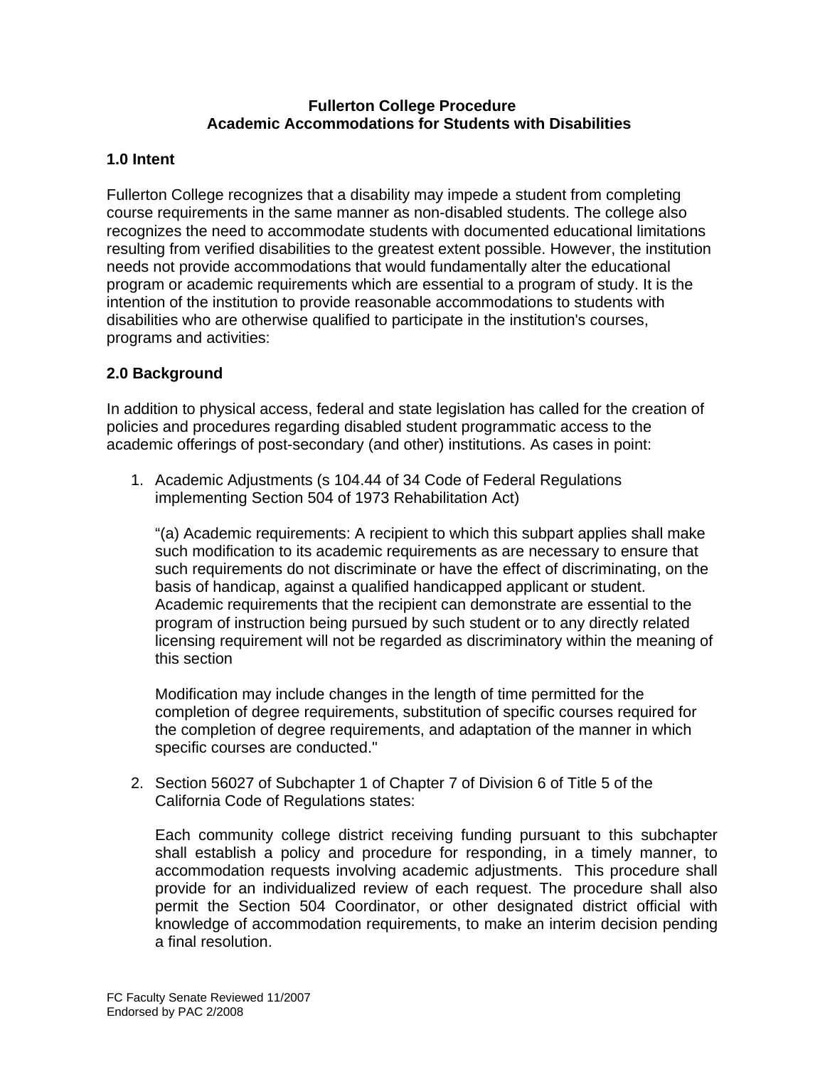**Fullerton College Procedure**
**Academic Accommodations for Students with Disabilities**

## 1.0 Intent

Fullerton College recognizes that a disability may impede a student from completing course requirements in the same manner as non-disabled students. The college also recognizes the need to accommodate students with documented educational limitations resulting from verified disabilities to the greatest extent possible. However, the institution needs not provide accommodations that would fundamentally alter the educational program or academic requirements which are essential to a program of study. It is the intention of the institution to provide reasonable accommodations to students with disabilities who are otherwise qualified to participate in the institution's courses, programs and activities:

## 2.0 Background

In addition to physical access, federal and state legislation has called for the creation of policies and procedures regarding disabled student programmatic access to the academic offerings of post-secondary (and other) institutions. As cases in point:

1. Academic Adjustments (s 104.44 of 34 Code of Federal Regulations implementing Section 504 of 1973 Rehabilitation Act)

   "(a) Academic requirements: A recipient to which this subpart applies shall make such modification to its academic requirements as are necessary to ensure that such requirements do not discriminate or have the effect of discriminating, on the basis of handicap, against a qualified handicapped applicant or student. Academic requirements that the recipient can demonstrate are essential to the program of instruction being pursued by such student or to any directly related licensing requirement will not be regarded as discriminatory within the meaning of this section

   Modification may include changes in the length of time permitted for the completion of degree requirements, substitution of specific courses required for the completion of degree requirements, and adaptation of the manner in which specific courses are conducted."

2. Section 56027 of Subchapter 1 of Chapter 7 of Division 6 of Title 5 of the California Code of Regulations states:

   Each community college district receiving funding pursuant to this subchapter shall establish a policy and procedure for responding, in a timely manner, to accommodation requests involving academic adjustments. This procedure shall provide for an individualized review of each request. The procedure shall also permit the Section 504 Coordinator, or other designated district official with knowledge of accommodation requirements, to make an interim decision pending a final resolution.

FC Faculty Senate Reviewed 11/2007
Endorsed by PAC 2/2008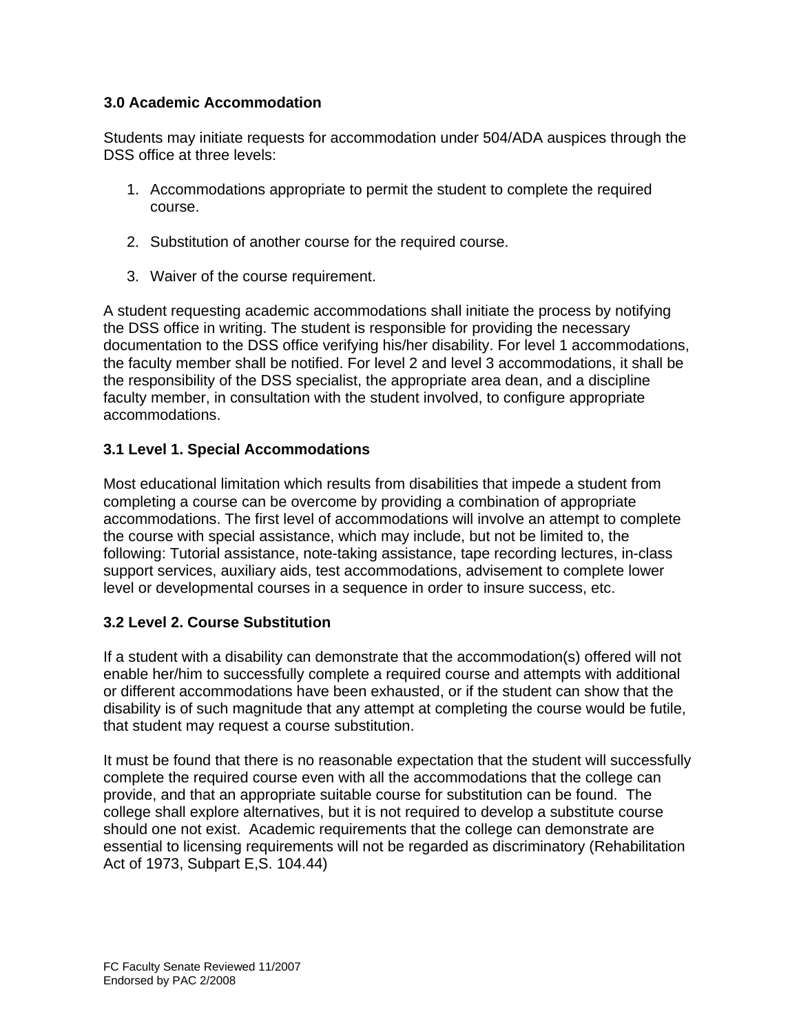### 3.0 Academic Accommodation

Students may initiate requests for accommodation under 504/ADA auspices through the DSS office at three levels:

1. Accommodations appropriate to permit the student to complete the required course.

2. Substitution of another course for the required course.

3. Waiver of the course requirement.

A student requesting academic accommodations shall initiate the process by notifying the DSS office in writing. The student is responsible for providing the necessary documentation to the DSS office verifying his/her disability. For level 1 accommodations, the faculty member shall be notified. For level 2 and level 3 accommodations, it shall be the responsibility of the DSS specialist, the appropriate area dean, and a discipline faculty member, in consultation with the student involved, to configure appropriate accommodations.

### 3.1 Level 1. Special Accommodations

Most educational limitation which results from disabilities that impede a student from completing a course can be overcome by providing a combination of appropriate accommodations. The first level of accommodations will involve an attempt to complete the course with special assistance, which may include, but not be limited to, the following: Tutorial assistance, note-taking assistance, tape recording lectures, in-class support services, auxiliary aids, test accommodations, advisement to complete lower level or developmental courses in a sequence in order to insure success, etc.

### 3.2 Level 2. Course Substitution

If a student with a disability can demonstrate that the accommodation(s) offered will not enable her/him to successfully complete a required course and attempts with additional or different accommodations have been exhausted, or if the student can show that the disability is of such magnitude that any attempt at completing the course would be futile, that student may request a course substitution.

It must be found that there is no reasonable expectation that the student will successfully complete the required course even with all the accommodations that the college can provide, and that an appropriate suitable course for substitution can be found. The college shall explore alternatives, but it is not required to develop a substitute course should one not exist. Academic requirements that the college can demonstrate are essential to licensing requirements will not be regarded as discriminatory (Rehabilitation Act of 1973, Subpart E,S. 104.44)

FC Faculty Senate Reviewed 11/2007
Endorsed by PAC 2/2008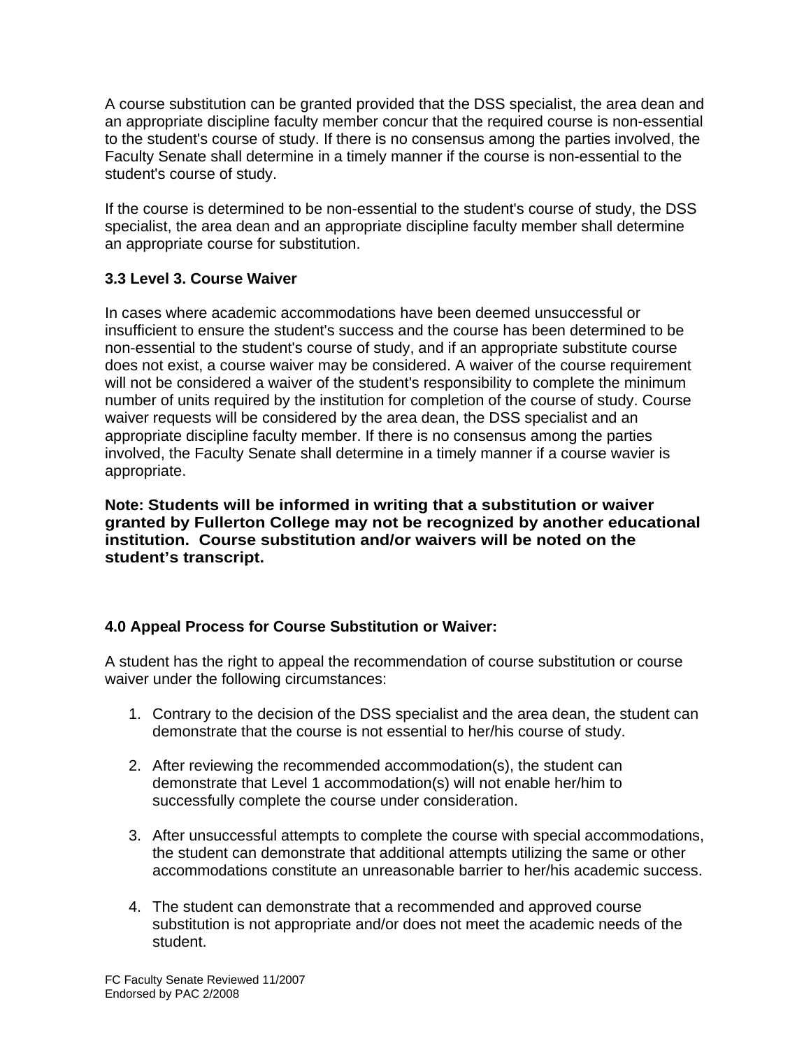A course substitution can be granted provided that the DSS specialist, the area dean and an appropriate discipline faculty member concur that the required course is non-essential to the student's course of study. If there is no consensus among the parties involved, the Faculty Senate shall determine in a timely manner if the course is non-essential to the student's course of study.

If the course is determined to be non-essential to the student's course of study, the DSS specialist, the area dean and an appropriate discipline faculty member shall determine an appropriate course for substitution.

### 3.3 Level 3. Course Waiver

In cases where academic accommodations have been deemed unsuccessful or insufficient to ensure the student's success and the course has been determined to be non-essential to the student's course of study, and if an appropriate substitute course does not exist, a course waiver may be considered. A waiver of the course requirement will not be considered a waiver of the student's responsibility to complete the minimum number of units required by the institution for completion of the course of study. Course waiver requests will be considered by the area dean, the DSS specialist and an appropriate discipline faculty member. If there is no consensus among the parties involved, the Faculty Senate shall determine in a timely manner if a course wavier is appropriate.

**Note: Students will be informed in writing that a substitution or waiver granted by Fullerton College may not be recognized by another educational institution. Course substitution and/or waivers will be noted on the student's transcript.**

## 4.0 Appeal Process for Course Substitution or Waiver:

A student has the right to appeal the recommendation of course substitution or course waiver under the following circumstances:

1. Contrary to the decision of the DSS specialist and the area dean, the student can demonstrate that the course is not essential to her/his course of study.

2. After reviewing the recommended accommodation(s), the student can demonstrate that Level 1 accommodation(s) will not enable her/him to successfully complete the course under consideration.

3. After unsuccessful attempts to complete the course with special accommodations, the student can demonstrate that additional attempts utilizing the same or other accommodations constitute an unreasonable barrier to her/his academic success.

4. The student can demonstrate that a recommended and approved course substitution is not appropriate and/or does not meet the academic needs of the student.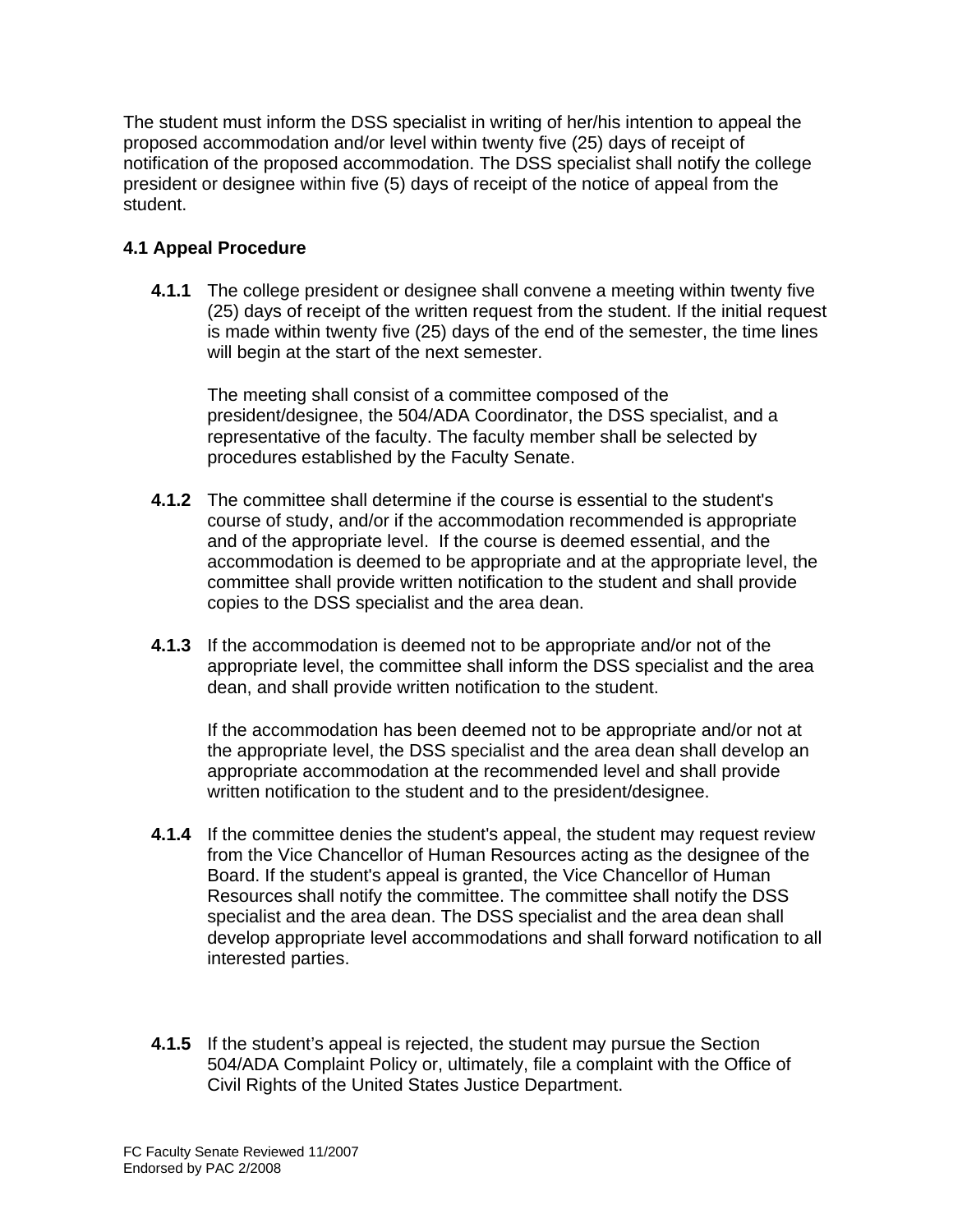The student must inform the DSS specialist in writing of her/his intention to appeal the proposed accommodation and/or level within twenty five (25) days of receipt of notification of the proposed accommodation. The DSS specialist shall notify the college president or designee within five (5) days of receipt of the notice of appeal from the student.

### 4.1 Appeal Procedure

**4.1.1** The college president or designee shall convene a meeting within twenty five (25) days of receipt of the written request from the student. If the initial request is made within twenty five (25) days of the end of the semester, the time lines will begin at the start of the next semester.

The meeting shall consist of a committee composed of the president/designee, the 504/ADA Coordinator, the DSS specialist, and a representative of the faculty. The faculty member shall be selected by procedures established by the Faculty Senate.

**4.1.2** The committee shall determine if the course is essential to the student's course of study, and/or if the accommodation recommended is appropriate and of the appropriate level. If the course is deemed essential, and the accommodation is deemed to be appropriate and at the appropriate level, the committee shall provide written notification to the student and shall provide copies to the DSS specialist and the area dean.

**4.1.3** If the accommodation is deemed not to be appropriate and/or not of the appropriate level, the committee shall inform the DSS specialist and the area dean, and shall provide written notification to the student.

If the accommodation has been deemed not to be appropriate and/or not at the appropriate level, the DSS specialist and the area dean shall develop an appropriate accommodation at the recommended level and shall provide written notification to the student and to the president/designee.

**4.1.4** If the committee denies the student's appeal, the student may request review from the Vice Chancellor of Human Resources acting as the designee of the Board. If the student's appeal is granted, the Vice Chancellor of Human Resources shall notify the committee. The committee shall notify the DSS specialist and the area dean. The DSS specialist and the area dean shall develop appropriate level accommodations and shall forward notification to all interested parties.

**4.1.5** If the student's appeal is rejected, the student may pursue the Section 504/ADA Complaint Policy or, ultimately, file a complaint with the Office of Civil Rights of the United States Justice Department.

FC Faculty Senate Reviewed 11/2007
Endorsed by PAC 2/2008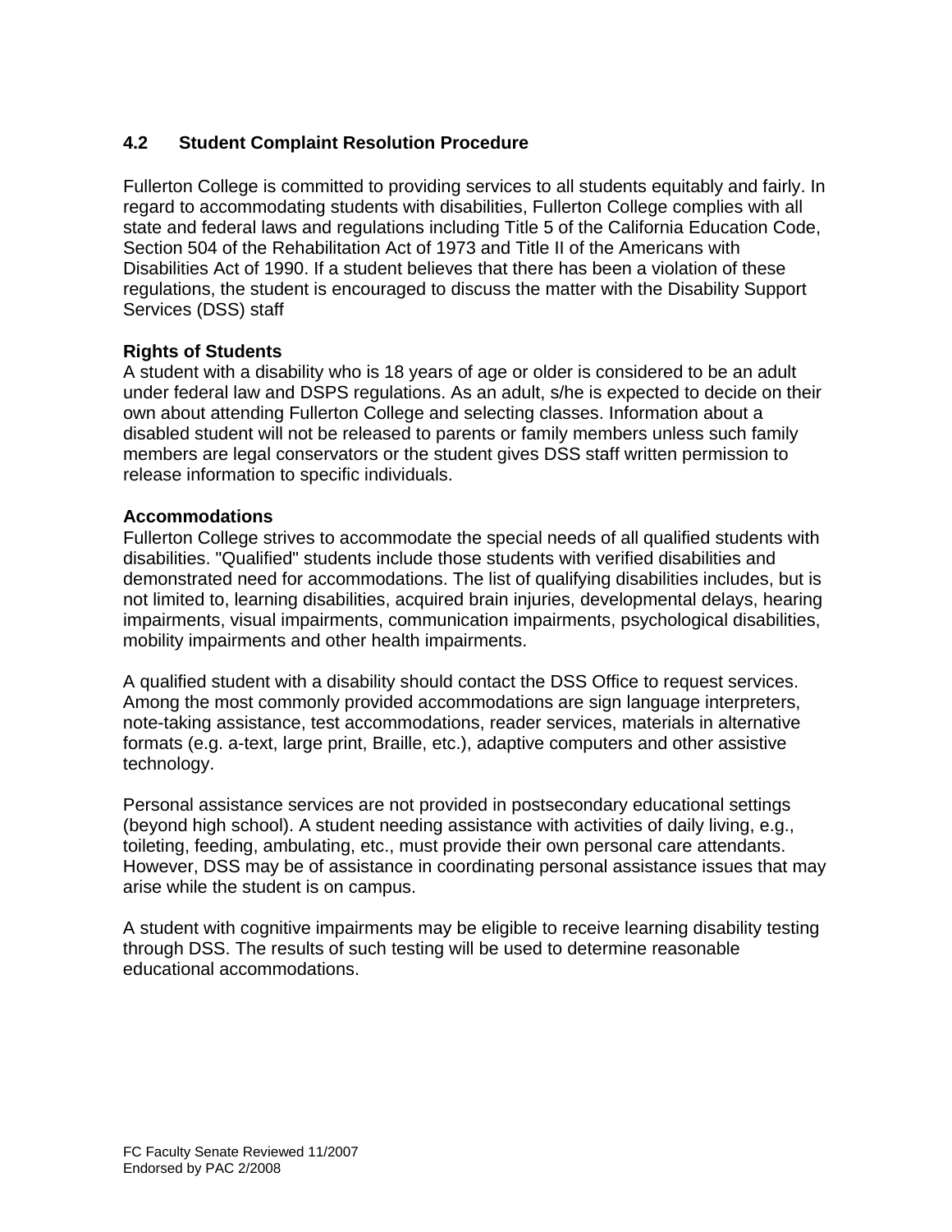## 4.2 Student Complaint Resolution Procedure

Fullerton College is committed to providing services to all students equitably and fairly. In regard to accommodating students with disabilities, Fullerton College complies with all state and federal laws and regulations including Title 5 of the California Education Code, Section 504 of the Rehabilitation Act of 1973 and Title II of the Americans with Disabilities Act of 1990. If a student believes that there has been a violation of these regulations, the student is encouraged to discuss the matter with the Disability Support Services (DSS) staff

**Rights of Students**
A student with a disability who is 18 years of age or older is considered to be an adult under federal law and DSPS regulations. As an adult, s/he is expected to decide on their own about attending Fullerton College and selecting classes. Information about a disabled student will not be released to parents or family members unless such family members are legal conservators or the student gives DSS staff written permission to release information to specific individuals.

**Accommodations**
Fullerton College strives to accommodate the special needs of all qualified students with disabilities. "Qualified" students include those students with verified disabilities and demonstrated need for accommodations. The list of qualifying disabilities includes, but is not limited to, learning disabilities, acquired brain injuries, developmental delays, hearing impairments, visual impairments, communication impairments, psychological disabilities, mobility impairments and other health impairments.

A qualified student with a disability should contact the DSS Office to request services. Among the most commonly provided accommodations are sign language interpreters, note-taking assistance, test accommodations, reader services, materials in alternative formats (e.g. a-text, large print, Braille, etc.), adaptive computers and other assistive technology.

Personal assistance services are not provided in postsecondary educational settings (beyond high school). A student needing assistance with activities of daily living, e.g., toileting, feeding, ambulating, etc., must provide their own personal care attendants. However, DSS may be of assistance in coordinating personal assistance issues that may arise while the student is on campus.

A student with cognitive impairments may be eligible to receive learning disability testing through DSS. The results of such testing will be used to determine reasonable educational accommodations.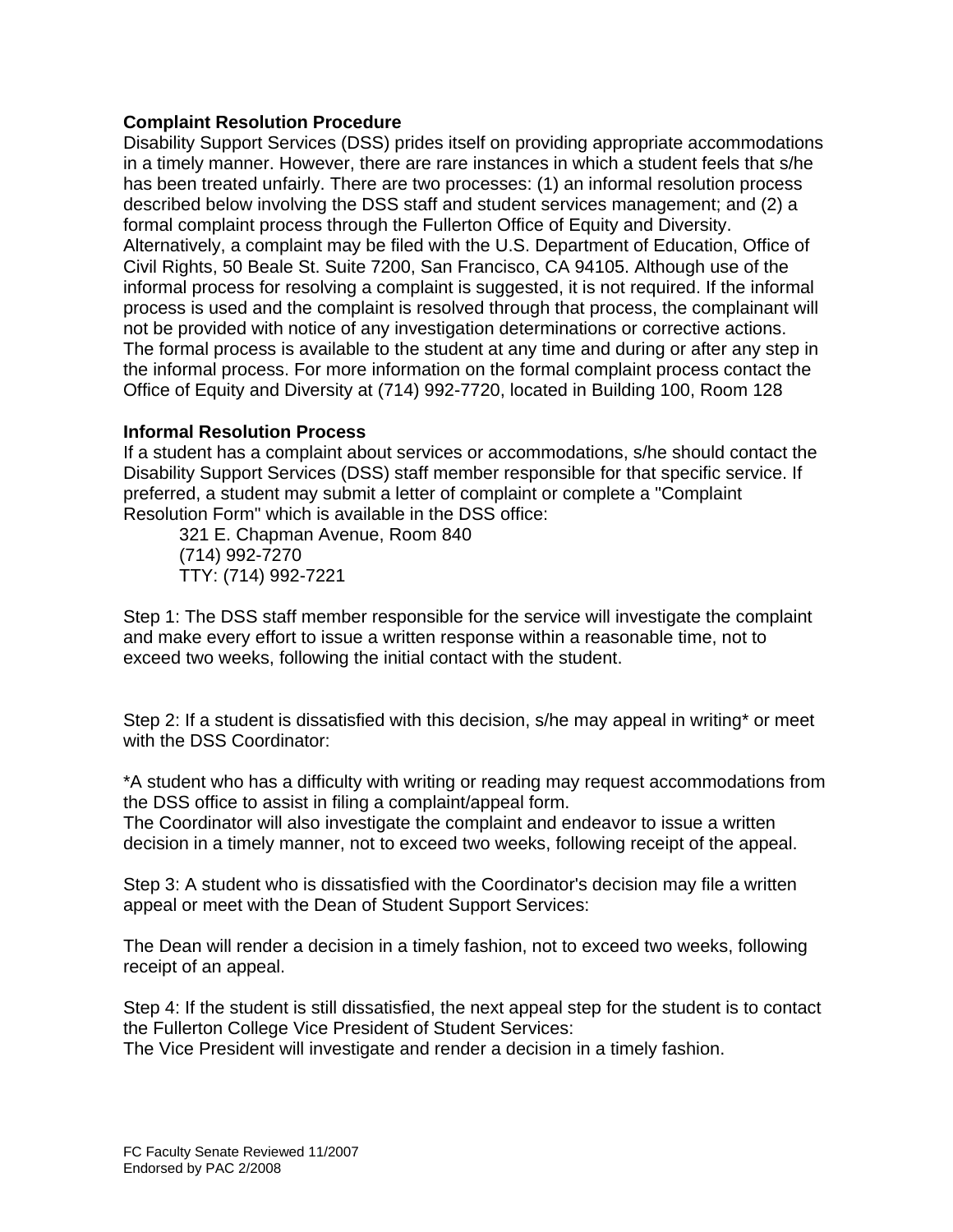**Complaint Resolution Procedure**

Disability Support Services (DSS) prides itself on providing appropriate accommodations in a timely manner. However, there are rare instances in which a student feels that s/he has been treated unfairly. There are two processes: (1) an informal resolution process described below involving the DSS staff and student services management; and (2) a formal complaint process through the Fullerton Office of Equity and Diversity. Alternatively, a complaint may be filed with the U.S. Department of Education, Office of Civil Rights, 50 Beale St. Suite 7200, San Francisco, CA 94105. Although use of the informal process for resolving a complaint is suggested, it is not required. If the informal process is used and the complaint is resolved through that process, the complainant will not be provided with notice of any investigation determinations or corrective actions. The formal process is available to the student at any time and during or after any step in the informal process. For more information on the formal complaint process contact the Office of Equity and Diversity at (714) 992-7720, located in Building 100, Room 128

**Informal Resolution Process**

If a student has a complaint about services or accommodations, s/he should contact the Disability Support Services (DSS) staff member responsible for that specific service. If preferred, a student may submit a letter of complaint or complete a "Complaint Resolution Form" which is available in the DSS office:

321 E. Chapman Avenue, Room 840
(714) 992-7270
TTY: (714) 992-7221

Step 1: The DSS staff member responsible for the service will investigate the complaint and make every effort to issue a written response within a reasonable time, not to exceed two weeks, following the initial contact with the student.

Step 2: If a student is dissatisfied with this decision, s/he may appeal in writing* or meet with the DSS Coordinator:

*A student who has a difficulty with writing or reading may request accommodations from the DSS office to assist in filing a complaint/appeal form.
The Coordinator will also investigate the complaint and endeavor to issue a written decision in a timely manner, not to exceed two weeks, following receipt of the appeal.

Step 3: A student who is dissatisfied with the Coordinator's decision may file a written appeal or meet with the Dean of Student Support Services:

The Dean will render a decision in a timely fashion, not to exceed two weeks, following receipt of an appeal.

Step 4: If the student is still dissatisfied, the next appeal step for the student is to contact the Fullerton College Vice President of Student Services:
The Vice President will investigate and render a decision in a timely fashion.

FC Faculty Senate Reviewed 11/2007
Endorsed by PAC 2/2008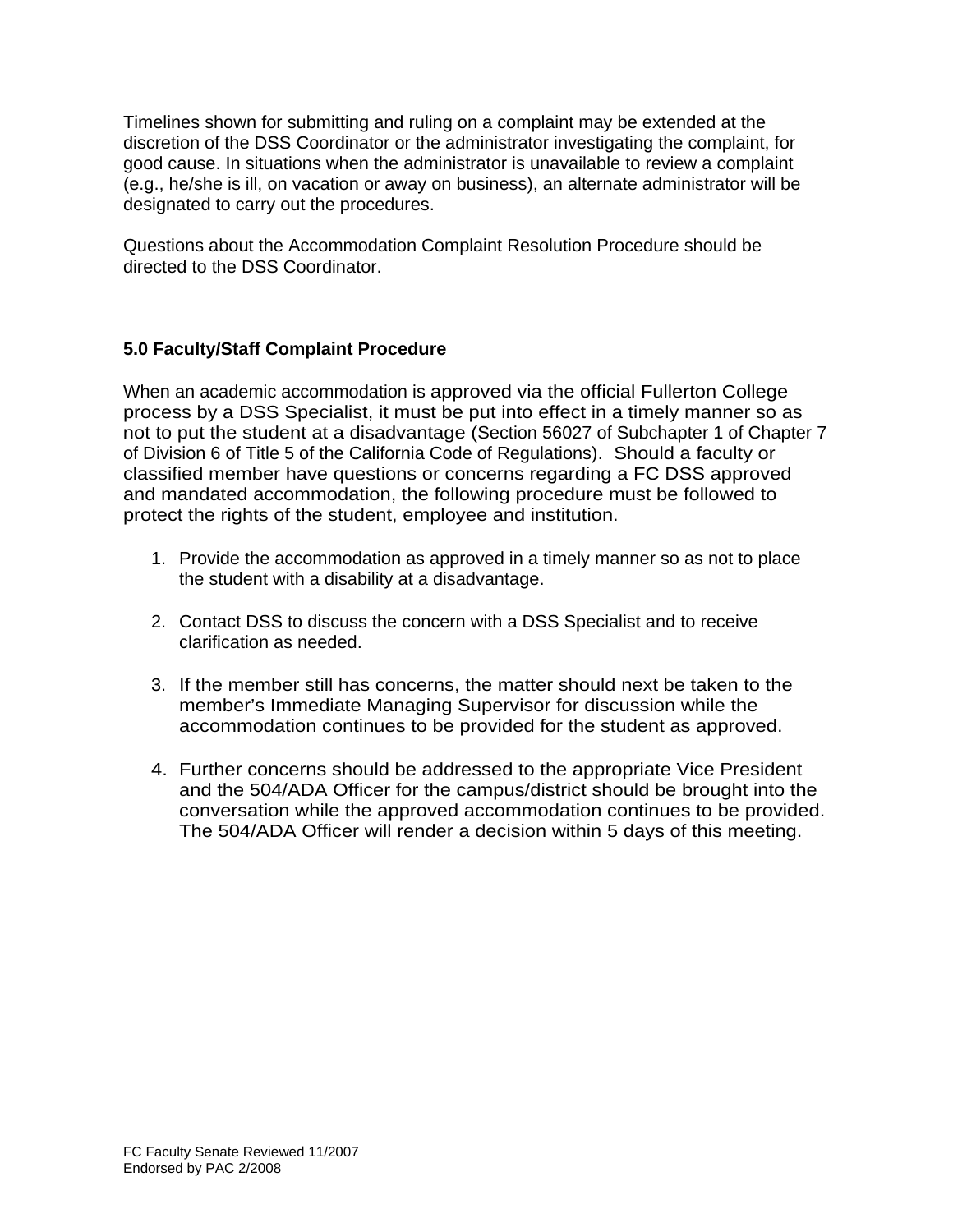Timelines shown for submitting and ruling on a complaint may be extended at the discretion of the DSS Coordinator or the administrator investigating the complaint, for good cause. In situations when the administrator is unavailable to review a complaint (e.g., he/she is ill, on vacation or away on business), an alternate administrator will be designated to carry out the procedures.

Questions about the Accommodation Complaint Resolution Procedure should be directed to the DSS Coordinator.

## 5.0 Faculty/Staff Complaint Procedure

When an academic accommodation is approved via the official Fullerton College process by a DSS Specialist, it must be put into effect in a timely manner so as not to put the student at a disadvantage (Section 56027 of Subchapter 1 of Chapter 7 of Division 6 of Title 5 of the California Code of Regulations). Should a faculty or classified member have questions or concerns regarding a FC DSS approved and mandated accommodation, the following procedure must be followed to protect the rights of the student, employee and institution.

1. Provide the accommodation as approved in a timely manner so as not to place the student with a disability at a disadvantage.

2. Contact DSS to discuss the concern with a DSS Specialist and to receive clarification as needed.

3. If the member still has concerns, the matter should next be taken to the member's Immediate Managing Supervisor for discussion while the accommodation continues to be provided for the student as approved.

4. Further concerns should be addressed to the appropriate Vice President and the 504/ADA Officer for the campus/district should be brought into the conversation while the approved accommodation continues to be provided. The 504/ADA Officer will render a decision within 5 days of this meeting.

FC Faculty Senate Reviewed 11/2007
Endorsed by PAC 2/2008